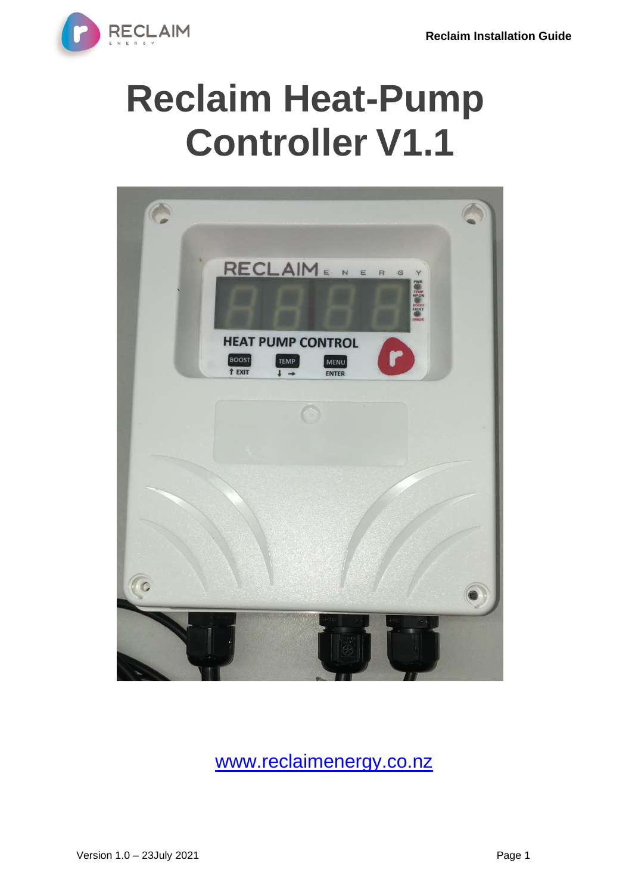# Reclaim Heat-Pump Controller V1.1

[www.reclaimenergy.co.nz](http://www.reclaimenergy.co.nz)

Version 1.0 – 23July 2021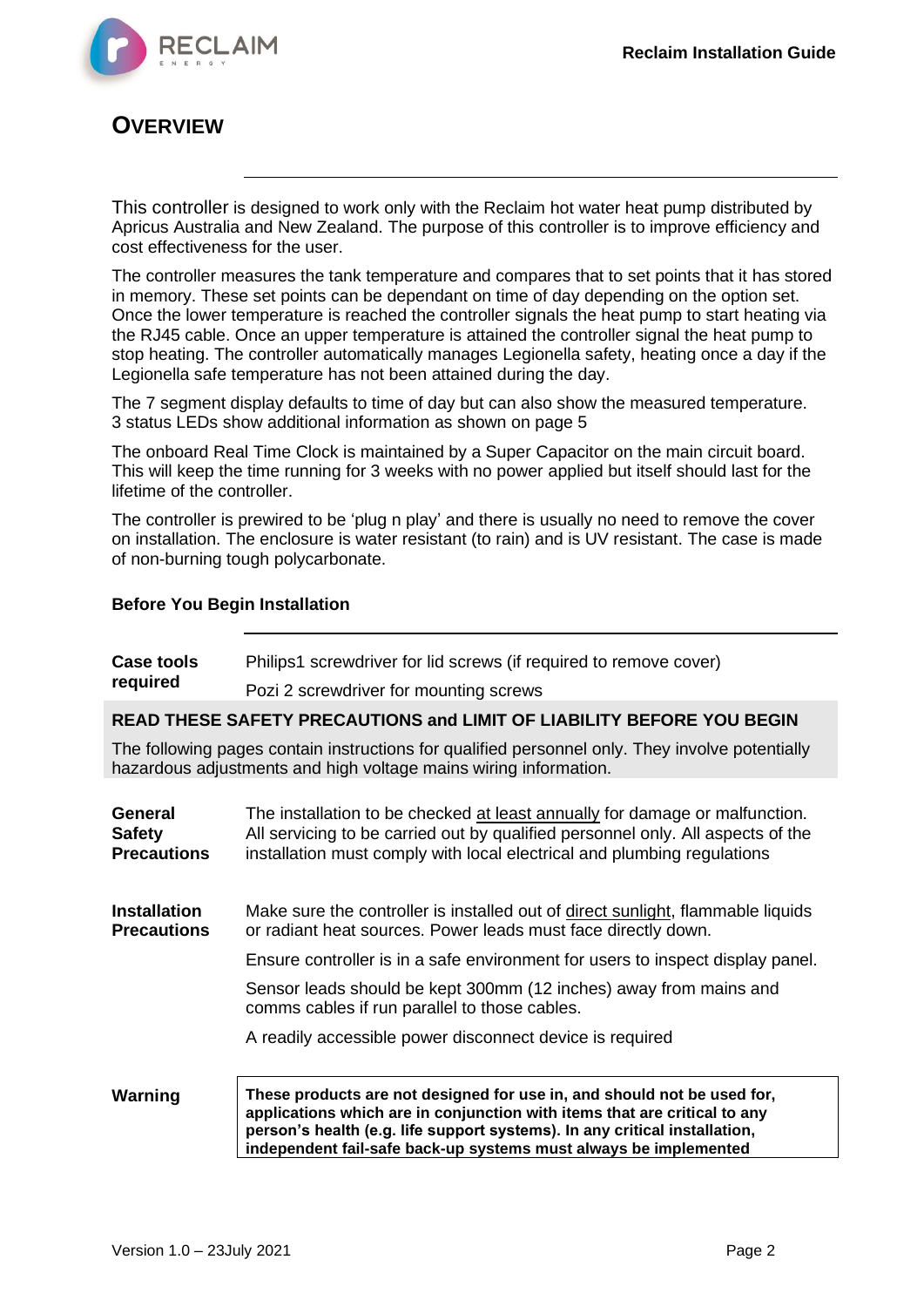# OVERVIEW

This controller is designed to work only with the Reclaim hot water heat pump distributed by Apricus Australia and New Zealand. The purpose of this controller is to improve efficiency and cost effectiveness for the user.

The controller measures the tank temperature and compares that to set points that it has stored in memory. These set points can be dependant on time of day depending on the option set. Once the lower temperature is reached the controller signals the heat pump to start heating via the RJ45 cable. Once an upper temperature is attained the controller signal the heat pump to stop heating. The controller automatically manages Legionella safety, heating once a day if the Legionella safe temperature has not been attained during the day.

The 7 segment display defaults to time of day but can also show the measured temperature. 3 status LEDs show additional information as shown on page 5

The onboard Real Time Clock is maintained by a Super Capacitor on the main circuit board. This will keep the time running for 3 weeks with no power applied but itself should last for the lifetime of the controller.

The controller is prewired to be 'plug n play' and there is usually no need to remove the cover on installation. The enclosure is water resistant (to rain) and is UV resistant. The case is made of non-burning tough polycarbonate.

**Before You Begin Installation**

| | |
|---|---|
| **Case tools required** | Philips1 screwdriver for lid screws (if required to remove cover)<br>Pozi 2 screwdriver for mounting screws |

**READ THESE SAFETY PRECAUTIONS and LIMIT OF LIABILITY BEFORE YOU BEGIN**

The following pages contain instructions for qualified personnel only. They involve potentially hazardous adjustments and high voltage mains wiring information.

| | |
|---|---|
| **General Safety Precautions** | The installation to be checked <u>at least annually</u> for damage or malfunction. All servicing to be carried out by qualified personnel only. All aspects of the installation must comply with local electrical and plumbing regulations |
| **Installation Precautions** | Make sure the controller is installed out of <u>direct sunlight</u>, flammable liquids or radiant heat sources. Power leads must face directly down.<br>Ensure controller is in a safe environment for users to inspect display panel.<br>Sensor leads should be kept 300mm (12 inches) away from mains and comms cables if run parallel to those cables.<br>A readily accessible power disconnect device is required |
| **Warning** | **These products are not designed for use in, and should not be used for, applications which are in conjunction with items that are critical to any person's health (e.g. life support systems). In any critical installation, independent fail-safe back-up systems must always be implemented** |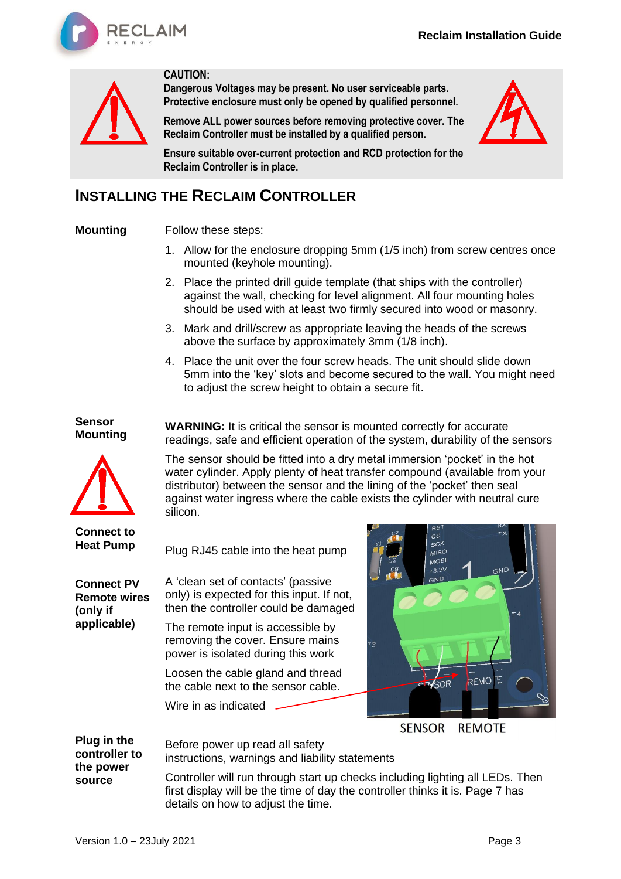**CAUTION:**
**Dangerous Voltages may be present. No user serviceable parts. Protective enclosure must only be opened by qualified personnel.**

**Remove ALL power sources before removing protective cover. The Reclaim Controller must be installed by a qualified person.**

**Ensure suitable over-current protection and RCD protection for the Reclaim Controller is in place.**

## INSTALLING THE RECLAIM CONTROLLER

**Mounting**

Follow these steps:

1. Allow for the enclosure dropping 5mm (1/5 inch) from screw centres once mounted (keyhole mounting).
2. Place the printed drill guide template (that ships with the controller) against the wall, checking for level alignment. All four mounting holes should be used with at least two firmly secured into wood or masonry.
3. Mark and drill/screw as appropriate leaving the heads of the screws above the surface by approximately 3mm (1/8 inch).
4. Place the unit over the four screw heads. The unit should slide down 5mm into the 'key' slots and become secured to the wall. You might need to adjust the screw height to obtain a secure fit.

**Sensor Mounting**

**WARNING:** It is critical the sensor is mounted correctly for accurate readings, safe and efficient operation of the system, durability of the sensors

The sensor should be fitted into a dry metal immersion 'pocket' in the hot water cylinder. Apply plenty of heat transfer compound (available from your distributor) between the sensor and the lining of the 'pocket' then seal against water ingress where the cable exists the cylinder with neutral cure silicon.

**Connect to Heat Pump**

Plug RJ45 cable into the heat pump

**Connect PV Remote wires (only if applicable)**

A 'clean set of contacts' (passive only) is expected for this input. If not, then the controller could be damaged

The remote input is accessible by removing the cover. Ensure mains power is isolated during this work

Loosen the cable gland and thread the cable next to the sensor cable.

Wire in as indicated

SENSOR REMOTE

**Plug in the controller to the power source**

Before power up read all safety instructions, warnings and liability statements

Controller will run through start up checks including lighting all LEDs. Then first display will be the time of day the controller thinks it is. Page 7 has details on how to adjust the time.

Version 1.0 – 23July 2021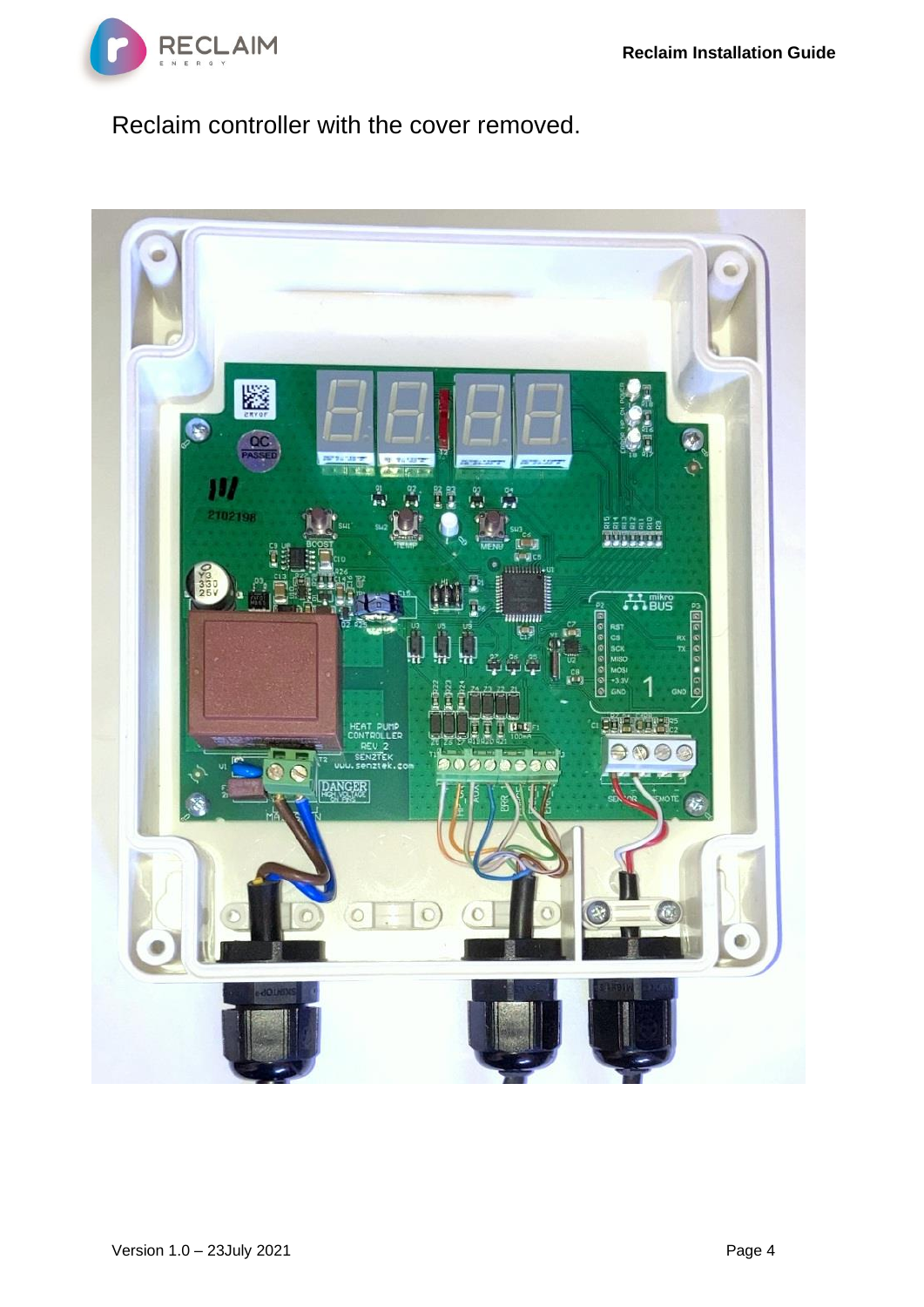Reclaim controller with the cover removed.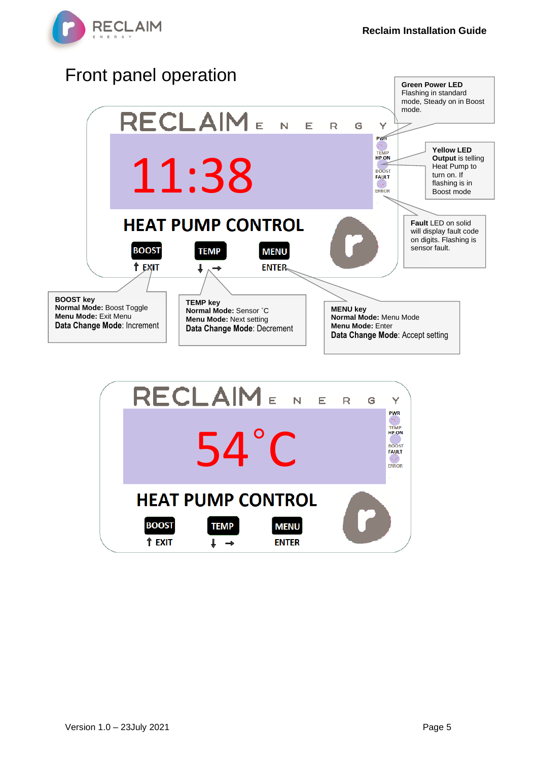# Front panel operation

**Green Power LED**
Flashing in standard mode, Steady on in Boost mode.

**Yellow LED**
**Output** is telling Heat Pump to turn on. If flashing is in Boost mode

**Fault** LED on solid will display fault code on digits. Flashing is sensor fault.

RECLAIM ENERGY

11:38

HEAT PUMP CONTROL

BOOST ↑ EXIT | TEMP ↓ → | MENU ENTER

PWR TEMP | HP ON BOOST | FAULT ERROR

**BOOST key**
**Normal Mode:** Boost Toggle
**Menu Mode:** Exit Menu
**Data Change Mode**: Increment

**TEMP key**
**Normal Mode:** Sensor ˚C
**Menu Mode:** Next setting
**Data Change Mode**: Decrement

**MENU key**
**Normal Mode:** Menu Mode
**Menu Mode:** Enter
**Data Change Mode**: Accept setting

RECLAIM ENERGY

54˚C

HEAT PUMP CONTROL

BOOST ↑ EXIT | TEMP ↓ → | MENU ENTER

PWR TEMP | HP ON BOOST | FAULT ERROR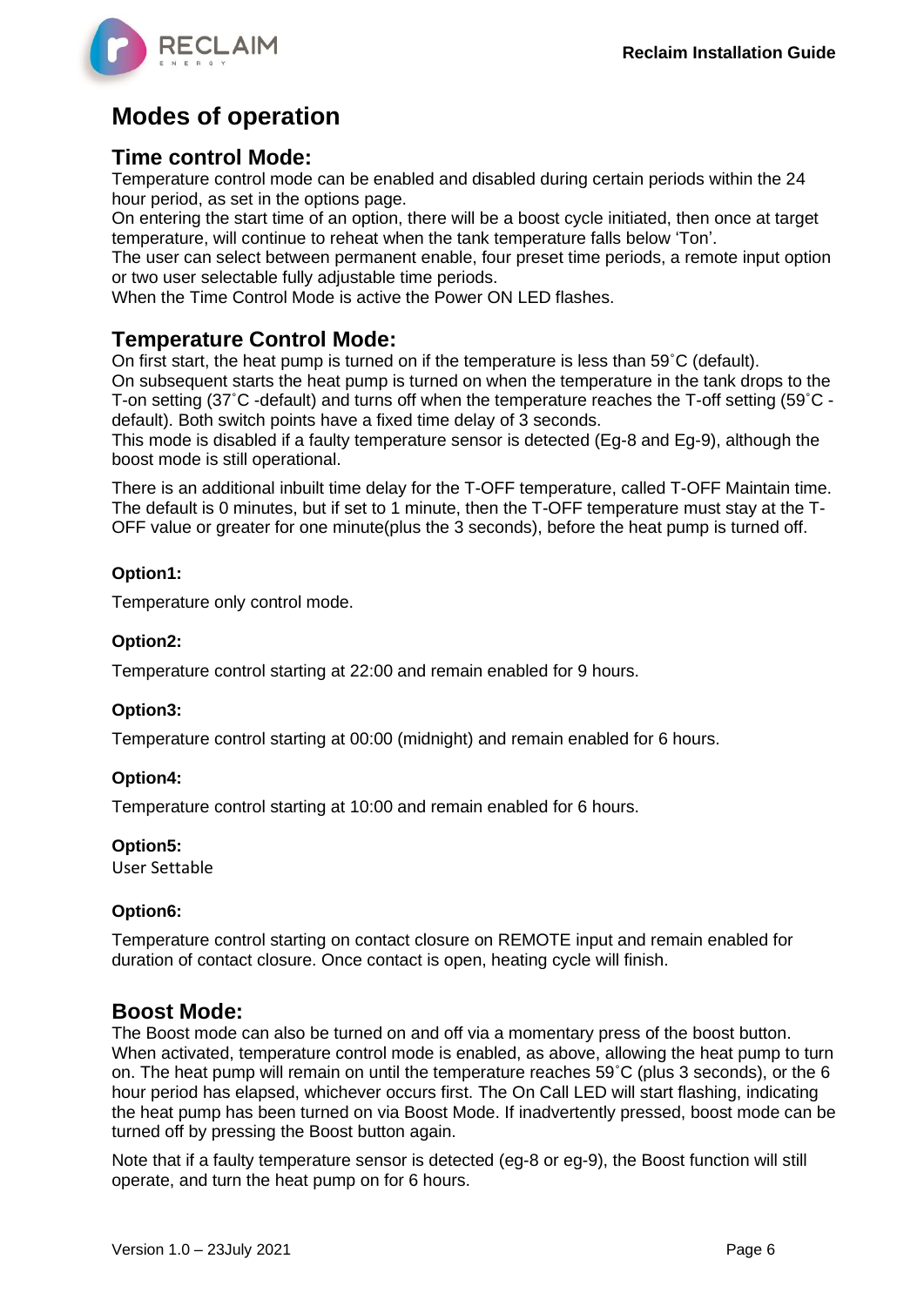# Modes of operation

## Time control Mode:

Temperature control mode can be enabled and disabled during certain periods within the 24 hour period, as set in the options page.
On entering the start time of an option, there will be a boost cycle initiated, then once at target temperature, will continue to reheat when the tank temperature falls below 'Ton'.
The user can select between permanent enable, four preset time periods, a remote input option or two user selectable fully adjustable time periods.
When the Time Control Mode is active the Power ON LED flashes.

## Temperature Control Mode:

On first start, the heat pump is turned on if the temperature is less than 59˚C (default).
On subsequent starts the heat pump is turned on when the temperature in the tank drops to the T-on setting (37˚C -default) and turns off when the temperature reaches the T-off setting (59˚C -default). Both switch points have a fixed time delay of 3 seconds.
This mode is disabled if a faulty temperature sensor is detected (Eg-8 and Eg-9), although the boost mode is still operational.

There is an additional inbuilt time delay for the T-OFF temperature, called T-OFF Maintain time. The default is 0 minutes, but if set to 1 minute, then the T-OFF temperature must stay at the T-OFF value or greater for one minute(plus the 3 seconds), before the heat pump is turned off.

**Option1:**

Temperature only control mode.

**Option2:**

Temperature control starting at 22:00 and remain enabled for 9 hours.

**Option3:**

Temperature control starting at 00:00 (midnight) and remain enabled for 6 hours.

**Option4:**

Temperature control starting at 10:00 and remain enabled for 6 hours.

**Option5:**
User Settable

**Option6:**

Temperature control starting on contact closure on REMOTE input and remain enabled for duration of contact closure. Once contact is open, heating cycle will finish.

## Boost Mode:

The Boost mode can also be turned on and off via a momentary press of the boost button. When activated, temperature control mode is enabled, as above, allowing the heat pump to turn on. The heat pump will remain on until the temperature reaches 59˚C (plus 3 seconds), or the 6 hour period has elapsed, whichever occurs first. The On Call LED will start flashing, indicating the heat pump has been turned on via Boost Mode. If inadvertently pressed, boost mode can be turned off by pressing the Boost button again.

Note that if a faulty temperature sensor is detected (eg-8 or eg-9), the Boost function will still operate, and turn the heat pump on for 6 hours.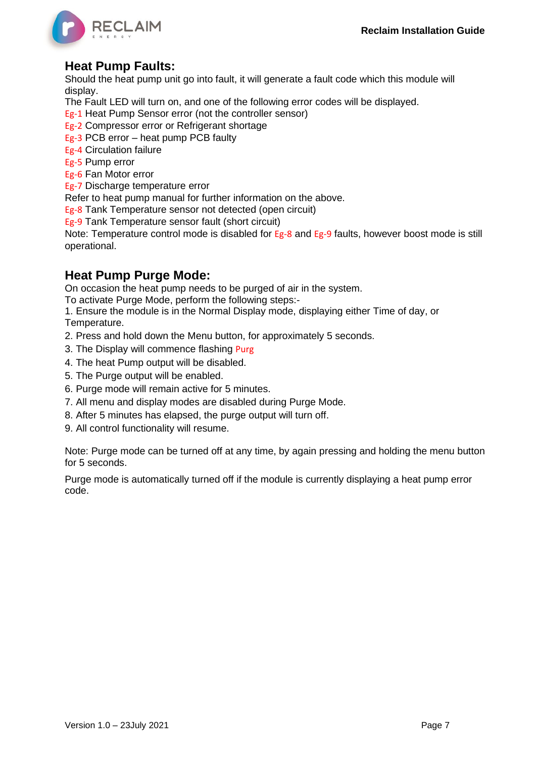## Heat Pump Faults:

Should the heat pump unit go into fault, it will generate a fault code which this module will display.
The Fault LED will turn on, and one of the following error codes will be displayed.
Eg-1 Heat Pump Sensor error (not the controller sensor)
Eg-2 Compressor error or Refrigerant shortage
Eg-3 PCB error – heat pump PCB faulty
Eg-4 Circulation failure
Eg-5 Pump error
Eg-6 Fan Motor error
Eg-7 Discharge temperature error
Refer to heat pump manual for further information on the above.
Eg-8 Tank Temperature sensor not detected (open circuit)
Eg-9 Tank Temperature sensor fault (short circuit)
Note: Temperature control mode is disabled for Eg-8 and Eg-9 faults, however boost mode is still operational.

## Heat Pump Purge Mode:

On occasion the heat pump needs to be purged of air in the system.
To activate Purge Mode, perform the following steps:-

1. Ensure the module is in the Normal Display mode, displaying either Time of day, or Temperature.
2. Press and hold down the Menu button, for approximately 5 seconds.
3. The Display will commence flashing Purg
4. The heat Pump output will be disabled.
5. The Purge output will be enabled.
6. Purge mode will remain active for 5 minutes.
7. All menu and display modes are disabled during Purge Mode.
8. After 5 minutes has elapsed, the purge output will turn off.
9. All control functionality will resume.

Note: Purge mode can be turned off at any time, by again pressing and holding the menu button for 5 seconds.

Purge mode is automatically turned off if the module is currently displaying a heat pump error code.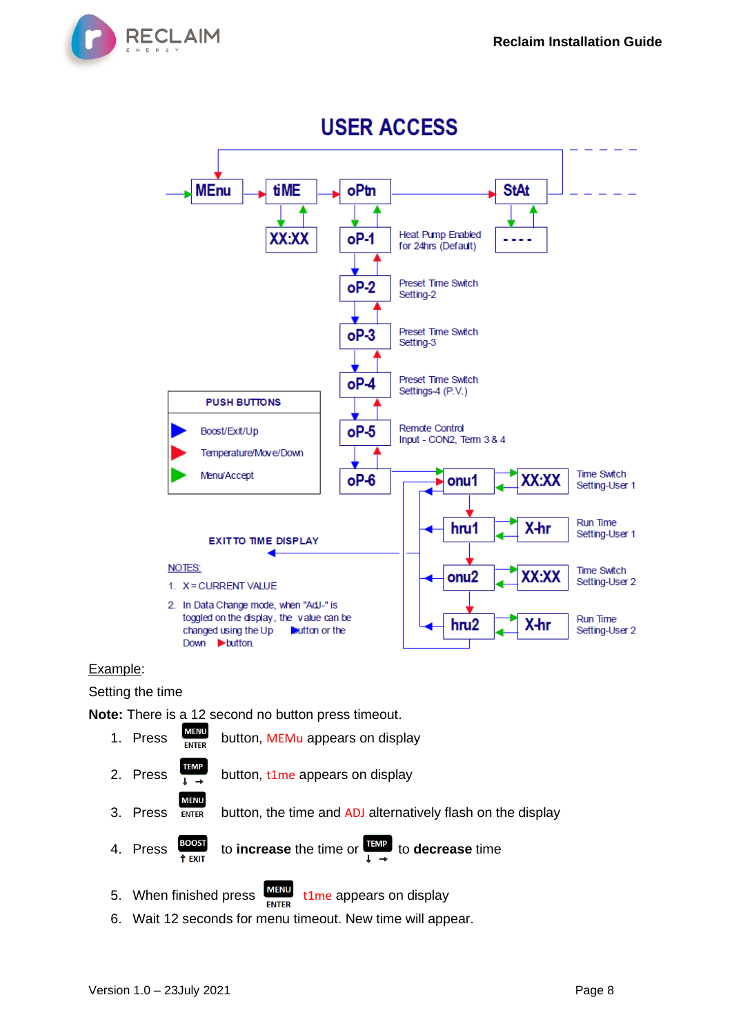# USER ACCESS

MEnu → tiME → oPtn → StAt

tiME: XX:XX

StAt: - - - -

oPtn:

- oP-1 — Heat Pump Enabled for 24hrs (Default)
- oP-2 — Preset Time Switch Setting-2
- oP-3 — Preset Time Switch Setting-3
- oP-4 — Preset Time Switch Settings-4 (P.V.)
- oP-5 — Remote Control Input - CON2, Term 3 & 4
- oP-6
  - onu1 — XX:XX — Time Switch Setting-User 1
  - hru1 — X-hr — Run Time Setting-User 1
  - onu2 — XX:XX — Time Switch Setting-User 2
  - hru2 — X-hr — Run Time Setting-User 2

| PUSH BUTTONS |
|---|
| Blue: Boost/Exit/Up |
| Red: Temperature/Move/Down |
| Green: Menu/Accept |

EXIT TO TIME DISPLAY

NOTES:

1. X = CURRENT VALUE
2. In Data Change mode, when "AdJ-" is toggled on the display, the value can be changed using the Up button or the Down button.

Example:

Setting the time

**Note:** There is a 12 second no button press timeout.

1. Press MENU ENTER button, MEMu appears on display
2. Press TEMP ↓ → button, t1me appears on display
3. Press MENU ENTER button, the time and ADJ alternatively flash on the display
4. Press BOOST ↑ EXIT to **increase** the time or TEMP ↓ → to **decrease** time
5. When finished press MENU ENTER t1me appears on display
6. Wait 12 seconds for menu timeout. New time will appear.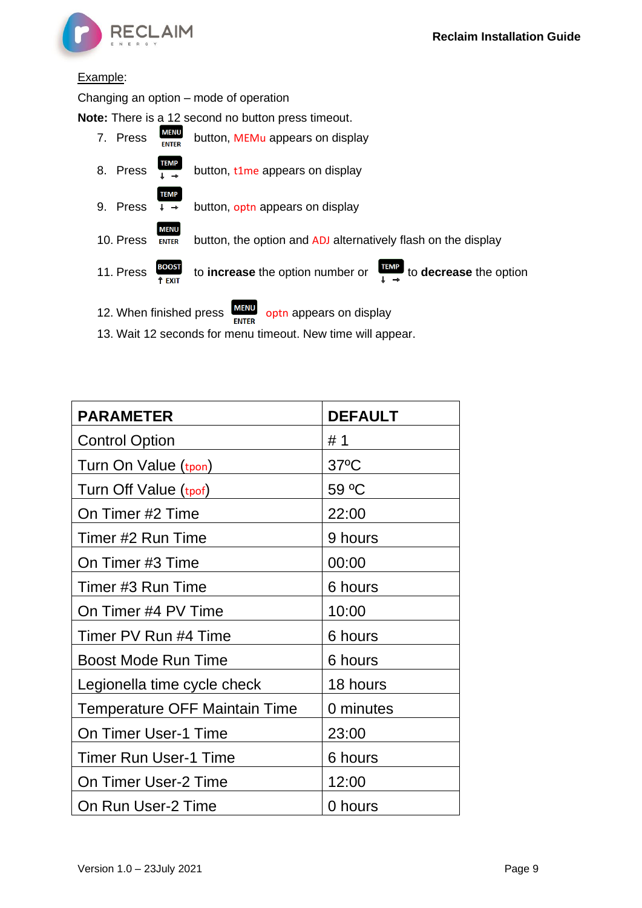Example:

Changing an option – mode of operation

**Note:** There is a 12 second no button press timeout.

7. Press MENU ENTER button, MEMu appears on display
8. Press TEMP ↓ → button, t1me appears on display
9. Press TEMP ↓ → button, optn appears on display
10. Press MENU ENTER button, the option and ADJ alternatively flash on the display
11. Press BOOST ↑ EXIT to **increase** the option number or TEMP ↓ → to **decrease** the option
12. When finished press MENU ENTER optn appears on display
13. Wait 12 seconds for menu timeout. New time will appear.

| PARAMETER | DEFAULT |
|---|---|
| Control Option | # 1 |
| Turn On Value (tpon) | 37ºC |
| Turn Off Value (tpof) | 59 ºC |
| On Timer #2 Time | 22:00 |
| Timer #2 Run Time | 9 hours |
| On Timer #3 Time | 00:00 |
| Timer #3 Run Time | 6 hours |
| On Timer #4 PV Time | 10:00 |
| Timer PV Run #4 Time | 6 hours |
| Boost Mode Run Time | 6 hours |
| Legionella time cycle check | 18 hours |
| Temperature OFF Maintain Time | 0 minutes |
| On Timer User-1 Time | 23:00 |
| Timer Run User-1 Time | 6 hours |
| On Timer User-2 Time | 12:00 |
| On Run User-2 Time | 0 hours |

Version 1.0 – 23July 2021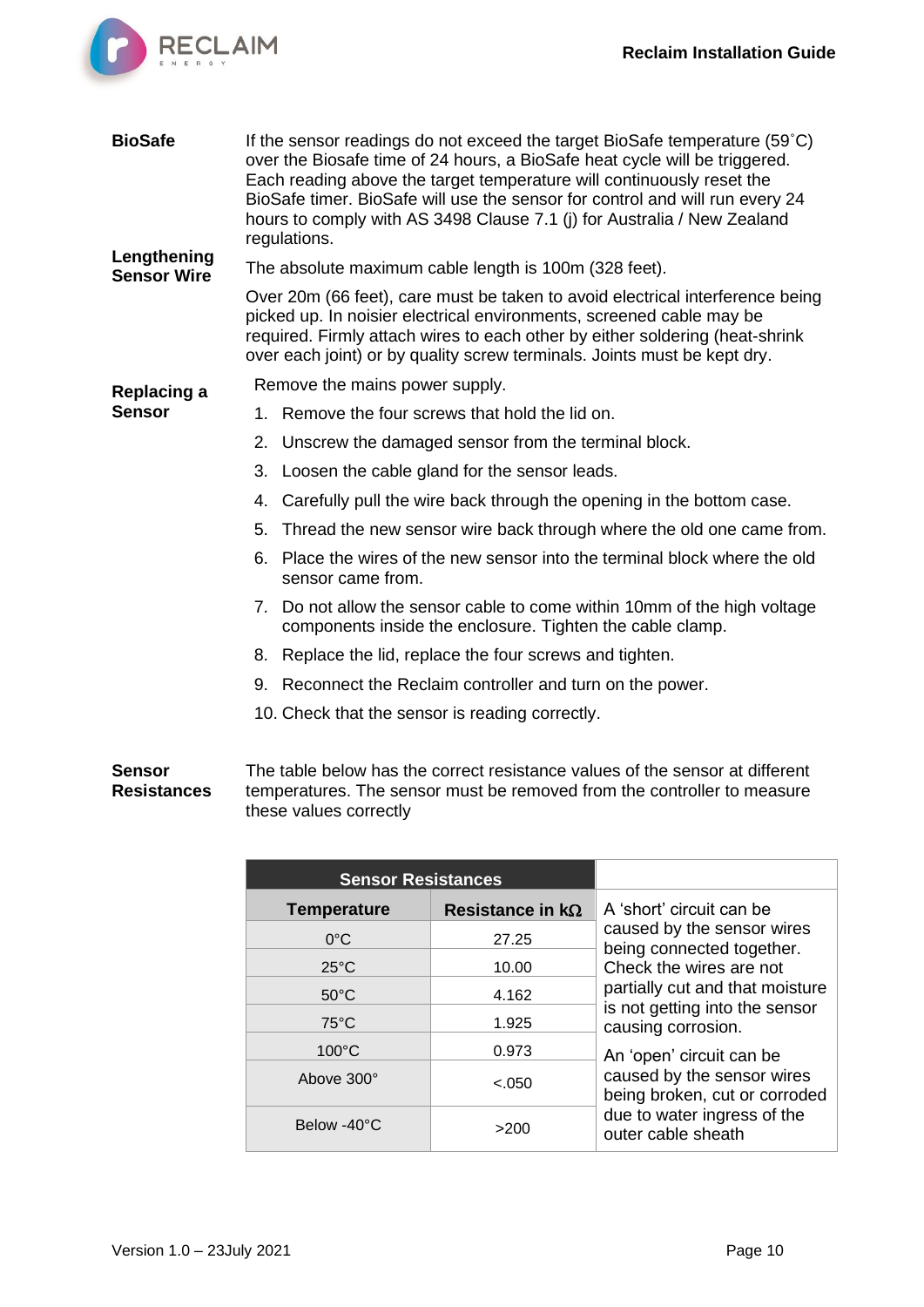**BioSafe**

If the sensor readings do not exceed the target BioSafe temperature (59˚C) over the Biosafe time of 24 hours, a BioSafe heat cycle will be triggered. Each reading above the target temperature will continuously reset the BioSafe timer. BioSafe will use the sensor for control and will run every 24 hours to comply with AS 3498 Clause 7.1 (j) for Australia / New Zealand regulations.

**Lengthening Sensor Wire**

The absolute maximum cable length is 100m (328 feet).

Over 20m (66 feet), care must be taken to avoid electrical interference being picked up. In noisier electrical environments, screened cable may be required. Firmly attach wires to each other by either soldering (heat-shrink over each joint) or by quality screw terminals. Joints must be kept dry.

**Replacing a Sensor**

Remove the mains power supply.

1. Remove the four screws that hold the lid on.
2. Unscrew the damaged sensor from the terminal block.
3. Loosen the cable gland for the sensor leads.
4. Carefully pull the wire back through the opening in the bottom case.
5. Thread the new sensor wire back through where the old one came from.
6. Place the wires of the new sensor into the terminal block where the old sensor came from.
7. Do not allow the sensor cable to come within 10mm of the high voltage components inside the enclosure. Tighten the cable clamp.
8. Replace the lid, replace the four screws and tighten.
9. Reconnect the Reclaim controller and turn on the power.
10. Check that the sensor is reading correctly.

**Sensor Resistances**

The table below has the correct resistance values of the sensor at different temperatures. The sensor must be removed from the controller to measure these values correctly

| Sensor Resistances | | |
|---|---|---|
| **Temperature** | **Resistance in kΩ** | |
| 0°C | 27.25 | |
| 25°C | 10.00 | |
| 50°C | 4.162 | |
| 75°C | 1.925 | |
| 100°C | 0.973 | |
| Above 300° | <.050 | |
| Below -40°C | >200 | |

A 'short' circuit can be caused by the sensor wires being connected together. Check the wires are not partially cut and that moisture is not getting into the sensor causing corrosion.

An 'open' circuit can be caused by the sensor wires being broken, cut or corroded due to water ingress of the outer cable sheath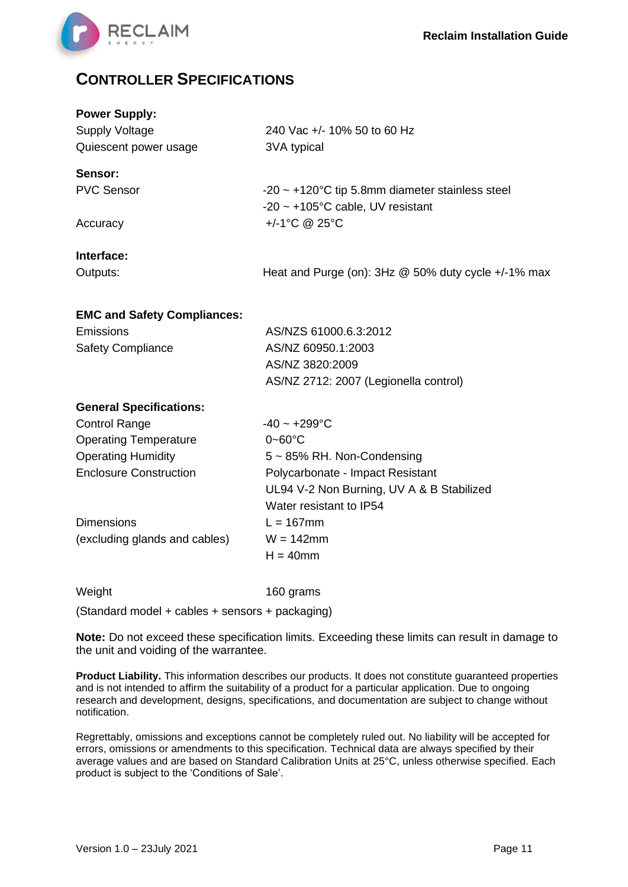## CONTROLLER SPECIFICATIONS

**Power Supply:**

| | |
|---|---|
| Supply Voltage | 240 Vac +/- 10% 50 to 60 Hz |
| Quiescent power usage | 3VA typical |

**Sensor:**

| | |
|---|---|
| PVC Sensor | -20 ~ +120°C tip 5.8mm diameter stainless steel |
| | -20 ~ +105°C cable, UV resistant |
| Accuracy | +/-1°C @ 25°C |

**Interface:**

| | |
|---|---|
| Outputs: | Heat and Purge (on): 3Hz @ 50% duty cycle +/-1% max |

**EMC and Safety Compliances:**

| | |
|---|---|
| Emissions | AS/NZS 61000.6.3:2012 |
| Safety Compliance | AS/NZ 60950.1:2003 |
| | AS/NZ 3820:2009 |
| | AS/NZ 2712: 2007 (Legionella control) |

**General Specifications:**

| | |
|---|---|
| Control Range | -40 ~ +299°C |
| Operating Temperature | 0~60°C |
| Operating Humidity | 5 ~ 85% RH. Non-Condensing |
| Enclosure Construction | Polycarbonate - Impact Resistant |
| | UL94 V-2 Non Burning, UV A & B Stabilized |
| | Water resistant to IP54 |
| Dimensions | L = 167mm |
| (excluding glands and cables) | W = 142mm |
| | H = 40mm |
| Weight | 160 grams |

(Standard model + cables + sensors + packaging)

**Note:** Do not exceed these specification limits. Exceeding these limits can result in damage to the unit and voiding of the warrantee.

**Product Liability.** This information describes our products. It does not constitute guaranteed properties and is not intended to affirm the suitability of a product for a particular application. Due to ongoing research and development, designs, specifications, and documentation are subject to change without notification.

Regrettably, omissions and exceptions cannot be completely ruled out. No liability will be accepted for errors, omissions or amendments to this specification. Technical data are always specified by their average values and are based on Standard Calibration Units at 25°C, unless otherwise specified. Each product is subject to the 'Conditions of Sale'.

Version 1.0 – 23July 2021